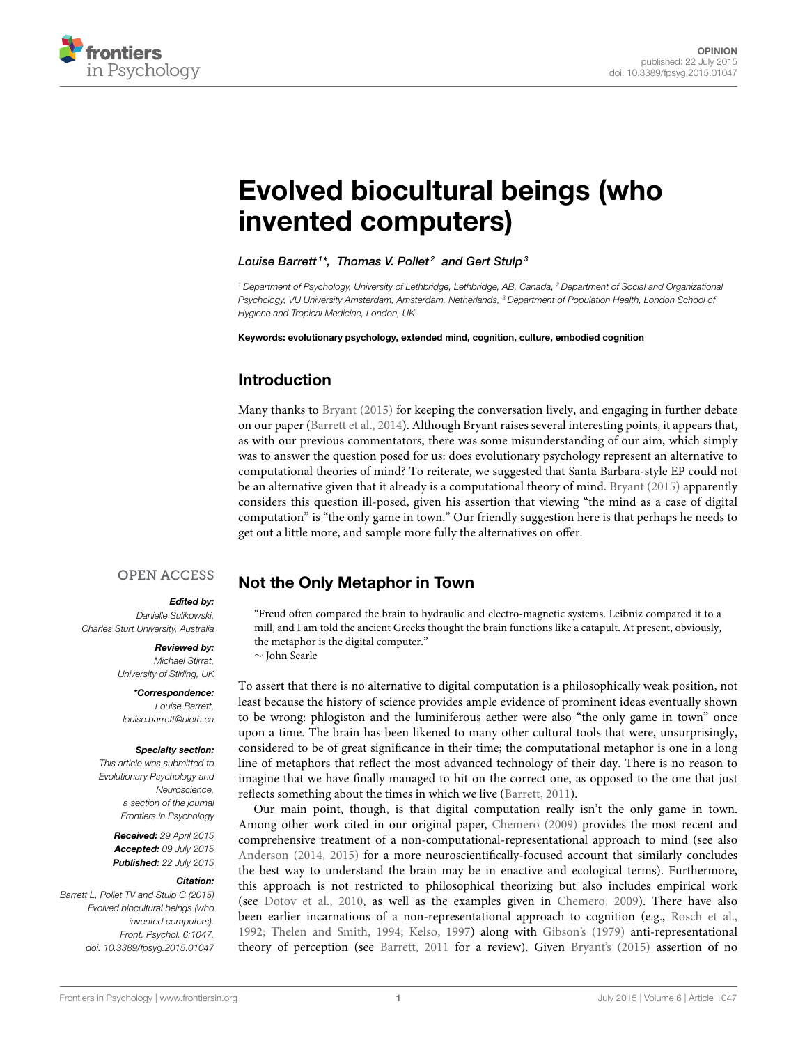# Evolved biocultural beings (who invented computers)

*Louise Barrett[1]\*, Thomas V. Pollet[2] and Gert Stulp[3]*

[1] Department of Psychology, University of Lethbridge, Lethbridge, AB, Canada, [2] Department of Social and Organizational Psychology, VU University Amsterdam, Amsterdam, Netherlands, [3] Department of Population Health, London School of Hygiene and Tropical Medicine, London, UK

**Keywords: evolutionary psychology, extended mind, cognition, culture, embodied cognition**

OPEN ACCESS

***Edited by:***
*Danielle Sulikowski, Charles Sturt University, Australia*

***Reviewed by:***
*Michael Stirrat, University of Stirling, UK*

***\*Correspondence:***
*Louise Barrett, louise.barrett@uleth.ca*

***Specialty section:***
*This article was submitted to Evolutionary Psychology and Neuroscience, a section of the journal Frontiers in Psychology*

***Received:*** *29 April 2015*
***Accepted:*** *09 July 2015*
***Published:*** *22 July 2015*

***Citation:***
*Barrett L, Pollet TV and Stulp G (2015) Evolved biocultural beings (who invented computers). Front. Psychol. 6:1047. doi: 10.3389/fpsyg.2015.01047*

## Introduction

Many thanks to Bryant (2015) for keeping the conversation lively, and engaging in further debate on our paper (Barrett et al., 2014). Although Bryant raises several interesting points, it appears that, as with our previous commentators, there was some misunderstanding of our aim, which simply was to answer the question posed for us: does evolutionary psychology represent an alternative to computational theories of mind? To reiterate, we suggested that Santa Barbara-style EP could not be an alternative given that it already is a computational theory of mind. Bryant (2015) apparently considers this question ill-posed, given his assertion that viewing "the mind as a case of digital computation" is "the only game in town." Our friendly suggestion here is that perhaps he needs to get out a little more, and sample more fully the alternatives on offer.

## Not the Only Metaphor in Town

> "Freud often compared the brain to hydraulic and electro-magnetic systems. Leibniz compared it to a mill, and I am told the ancient Greeks thought the brain functions like a catapult. At present, obviously, the metaphor is the digital computer."
> ∼ John Searle

To assert that there is no alternative to digital computation is a philosophically weak position, not least because the history of science provides ample evidence of prominent ideas eventually shown to be wrong: phlogiston and the luminiferous aether were also "the only game in town" once upon a time. The brain has been likened to many other cultural tools that were, unsurprisingly, considered to be of great significance in their time; the computational metaphor is one in a long line of metaphors that reflect the most advanced technology of their day. There is no reason to imagine that we have finally managed to hit on the correct one, as opposed to the one that just reflects something about the times in which we live (Barrett, 2011).

Our main point, though, is that digital computation really isn't the only game in town. Among other work cited in our original paper, Chemero (2009) provides the most recent and comprehensive treatment of a non-computational-representational approach to mind (see also Anderson (2014, 2015) for a more neuroscientifically-focused account that similarly concludes the best way to understand the brain may be in enactive and ecological terms). Furthermore, this approach is not restricted to philosophical theorizing but also includes empirical work (see Dotov et al., 2010, as well as the examples given in Chemero, 2009). There have also been earlier incarnations of a non-representational approach to cognition (e.g., Rosch et al., 1992; Thelen and Smith, 1994; Kelso, 1997) along with Gibson's (1979) anti-representational theory of perception (see Barrett, 2011 for a review). Given Bryant's (2015) assertion of no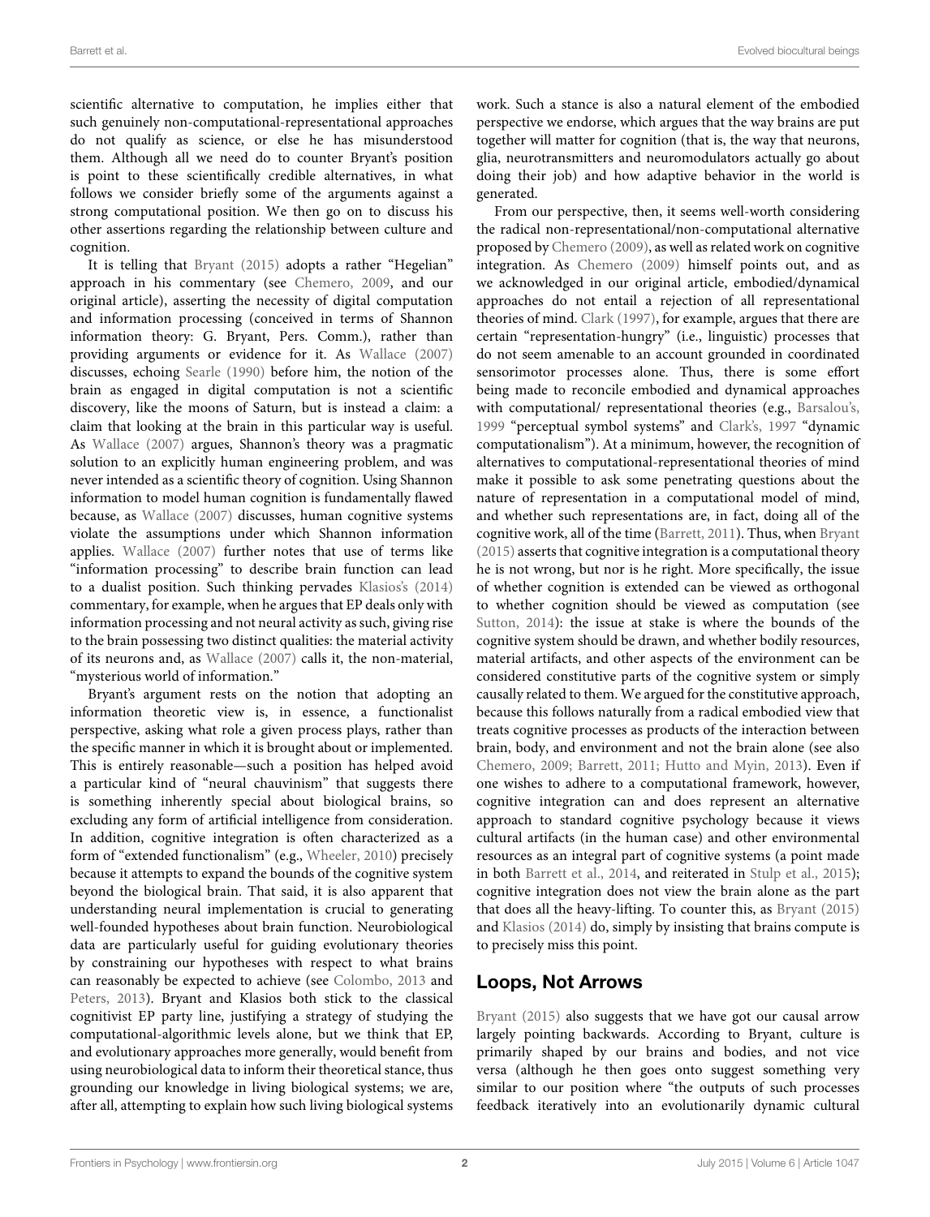scientific alternative to computation, he implies either that such genuinely non-computational-representational approaches do not qualify as science, or else he has misunderstood them. Although all we need do to counter Bryant's position is point to these scientifically credible alternatives, in what follows we consider briefly some of the arguments against a strong computational position. We then go on to discuss his other assertions regarding the relationship between culture and cognition.

It is telling that Bryant (2015) adopts a rather "Hegelian" approach in his commentary (see Chemero, 2009, and our original article), asserting the necessity of digital computation and information processing (conceived in terms of Shannon information theory: G. Bryant, Pers. Comm.), rather than providing arguments or evidence for it. As Wallace (2007) discusses, echoing Searle (1990) before him, the notion of the brain as engaged in digital computation is not a scientific discovery, like the moons of Saturn, but is instead a claim: a claim that looking at the brain in this particular way is useful. As Wallace (2007) argues, Shannon's theory was a pragmatic solution to an explicitly human engineering problem, and was never intended as a scientific theory of cognition. Using Shannon information to model human cognition is fundamentally flawed because, as Wallace (2007) discusses, human cognitive systems violate the assumptions under which Shannon information applies. Wallace (2007) further notes that use of terms like "information processing" to describe brain function can lead to a dualist position. Such thinking pervades Klasios's (2014) commentary, for example, when he argues that EP deals only with information processing and not neural activity as such, giving rise to the brain possessing two distinct qualities: the material activity of its neurons and, as Wallace (2007) calls it, the non-material, "mysterious world of information."

Bryant's argument rests on the notion that adopting an information theoretic view is, in essence, a functionalist perspective, asking what role a given process plays, rather than the specific manner in which it is brought about or implemented. This is entirely reasonable—such a position has helped avoid a particular kind of "neural chauvinism" that suggests there is something inherently special about biological brains, so excluding any form of artificial intelligence from consideration. In addition, cognitive integration is often characterized as a form of "extended functionalism" (e.g., Wheeler, 2010) precisely because it attempts to expand the bounds of the cognitive system beyond the biological brain. That said, it is also apparent that understanding neural implementation is crucial to generating well-founded hypotheses about brain function. Neurobiological data are particularly useful for guiding evolutionary theories by constraining our hypotheses with respect to what brains can reasonably be expected to achieve (see Colombo, 2013 and Peters, 2013). Bryant and Klasios both stick to the classical cognitivist EP party line, justifying a strategy of studying the computational-algorithmic levels alone, but we think that EP, and evolutionary approaches more generally, would benefit from using neurobiological data to inform their theoretical stance, thus grounding our knowledge in living biological systems; we are, after all, attempting to explain how such living biological systems work. Such a stance is also a natural element of the embodied perspective we endorse, which argues that the way brains are put together will matter for cognition (that is, the way that neurons, glia, neurotransmitters and neuromodulators actually go about doing their job) and how adaptive behavior in the world is generated.

From our perspective, then, it seems well-worth considering the radical non-representational/non-computational alternative proposed by Chemero (2009), as well as related work on cognitive integration. As Chemero (2009) himself points out, and as we acknowledged in our original article, embodied/dynamical approaches do not entail a rejection of all representational theories of mind. Clark (1997), for example, argues that there are certain "representation-hungry" (i.e., linguistic) processes that do not seem amenable to an account grounded in coordinated sensorimotor processes alone. Thus, there is some effort being made to reconcile embodied and dynamical approaches with computational/ representational theories (e.g., Barsalou's, 1999 "perceptual symbol systems" and Clark's, 1997 "dynamic computationalism"). At a minimum, however, the recognition of alternatives to computational-representational theories of mind make it possible to ask some penetrating questions about the nature of representation in a computational model of mind, and whether such representations are, in fact, doing all of the cognitive work, all of the time (Barrett, 2011). Thus, when Bryant (2015) asserts that cognitive integration is a computational theory he is not wrong, but nor is he right. More specifically, the issue of whether cognition is extended can be viewed as orthogonal to whether cognition should be viewed as computation (see Sutton, 2014): the issue at stake is where the bounds of the cognitive system should be drawn, and whether bodily resources, material artifacts, and other aspects of the environment can be considered constitutive parts of the cognitive system or simply causally related to them. We argued for the constitutive approach, because this follows naturally from a radical embodied view that treats cognitive processes as products of the interaction between brain, body, and environment and not the brain alone (see also Chemero, 2009; Barrett, 2011; Hutto and Myin, 2013). Even if one wishes to adhere to a computational framework, however, cognitive integration can and does represent an alternative approach to standard cognitive psychology because it views cultural artifacts (in the human case) and other environmental resources as an integral part of cognitive systems (a point made in both Barrett et al., 2014, and reiterated in Stulp et al., 2015); cognitive integration does not view the brain alone as the part that does all the heavy-lifting. To counter this, as Bryant (2015) and Klasios (2014) do, simply by insisting that brains compute is to precisely miss this point.

## Loops, Not Arrows

Bryant (2015) also suggests that we have got our causal arrow largely pointing backwards. According to Bryant, culture is primarily shaped by our brains and bodies, and not vice versa (although he then goes onto suggest something very similar to our position where "the outputs of such processes feedback iteratively into an evolutionarily dynamic cultural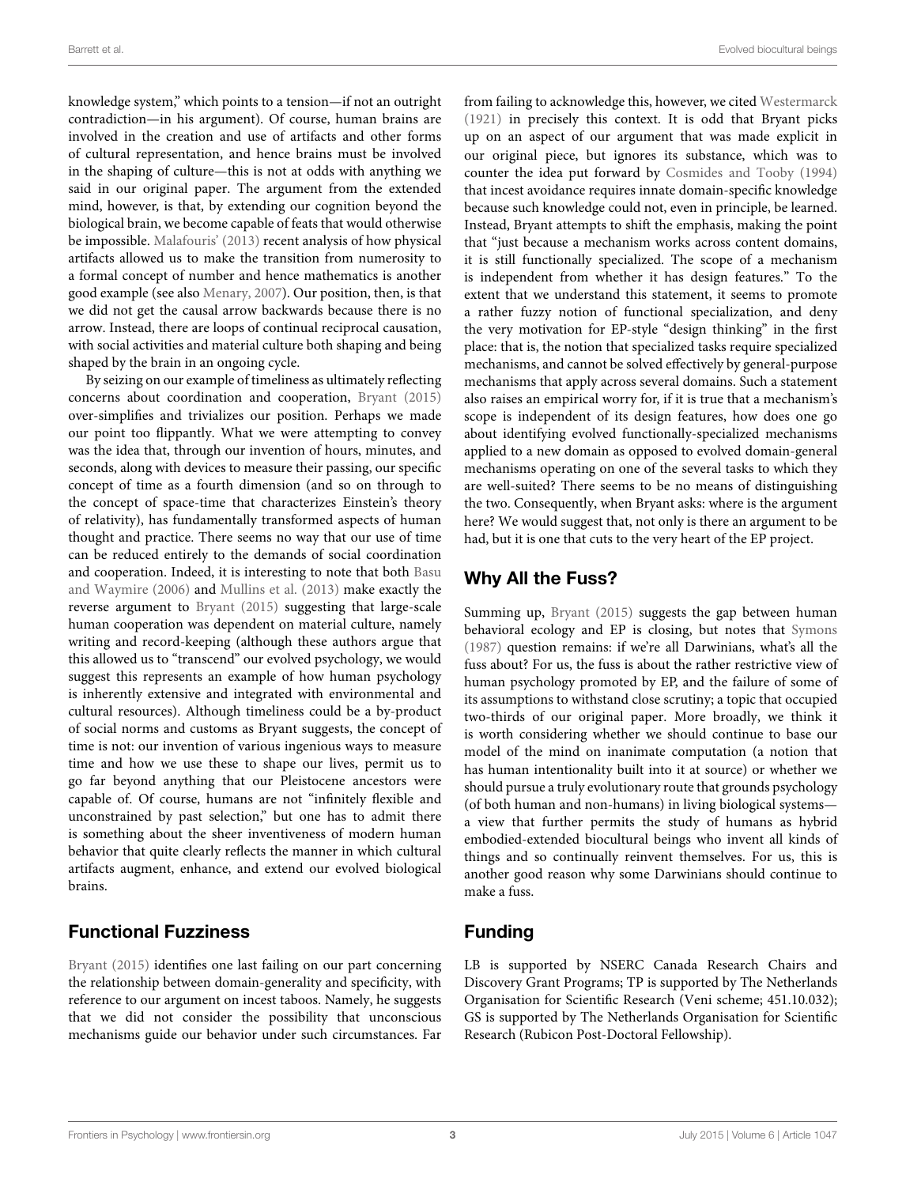knowledge system," which points to a tension—if not an outright contradiction—in his argument). Of course, human brains are involved in the creation and use of artifacts and other forms of cultural representation, and hence brains must be involved in the shaping of culture—this is not at odds with anything we said in our original paper. The argument from the extended mind, however, is that, by extending our cognition beyond the biological brain, we become capable of feats that would otherwise be impossible. Malafouris' (2013) recent analysis of how physical artifacts allowed us to make the transition from numerosity to a formal concept of number and hence mathematics is another good example (see also Menary, 2007). Our position, then, is that we did not get the causal arrow backwards because there is no arrow. Instead, there are loops of continual reciprocal causation, with social activities and material culture both shaping and being shaped by the brain in an ongoing cycle.

By seizing on our example of timeliness as ultimately reflecting concerns about coordination and cooperation, Bryant (2015) over-simplifies and trivializes our position. Perhaps we made our point too flippantly. What we were attempting to convey was the idea that, through our invention of hours, minutes, and seconds, along with devices to measure their passing, our specific concept of time as a fourth dimension (and so on through to the concept of space-time that characterizes Einstein's theory of relativity), has fundamentally transformed aspects of human thought and practice. There seems no way that our use of time can be reduced entirely to the demands of social coordination and cooperation. Indeed, it is interesting to note that both Basu and Waymire (2006) and Mullins et al. (2013) make exactly the reverse argument to Bryant (2015) suggesting that large-scale human cooperation was dependent on material culture, namely writing and record-keeping (although these authors argue that this allowed us to "transcend" our evolved psychology, we would suggest this represents an example of how human psychology is inherently extensive and integrated with environmental and cultural resources). Although timeliness could be a by-product of social norms and customs as Bryant suggests, the concept of time is not: our invention of various ingenious ways to measure time and how we use these to shape our lives, permit us to go far beyond anything that our Pleistocene ancestors were capable of. Of course, humans are not "infinitely flexible and unconstrained by past selection," but one has to admit there is something about the sheer inventiveness of modern human behavior that quite clearly reflects the manner in which cultural artifacts augment, enhance, and extend our evolved biological brains.

## Functional Fuzziness

Bryant (2015) identifies one last failing on our part concerning the relationship between domain-generality and specificity, with reference to our argument on incest taboos. Namely, he suggests that we did not consider the possibility that unconscious mechanisms guide our behavior under such circumstances. Far from failing to acknowledge this, however, we cited Westermarck (1921) in precisely this context. It is odd that Bryant picks up on an aspect of our argument that was made explicit in our original piece, but ignores its substance, which was to counter the idea put forward by Cosmides and Tooby (1994) that incest avoidance requires innate domain-specific knowledge because such knowledge could not, even in principle, be learned. Instead, Bryant attempts to shift the emphasis, making the point that "just because a mechanism works across content domains, it is still functionally specialized. The scope of a mechanism is independent from whether it has design features." To the extent that we understand this statement, it seems to promote a rather fuzzy notion of functional specialization, and deny the very motivation for EP-style "design thinking" in the first place: that is, the notion that specialized tasks require specialized mechanisms, and cannot be solved effectively by general-purpose mechanisms that apply across several domains. Such a statement also raises an empirical worry for, if it is true that a mechanism's scope is independent of its design features, how does one go about identifying evolved functionally-specialized mechanisms applied to a new domain as opposed to evolved domain-general mechanisms operating on one of the several tasks to which they are well-suited? There seems to be no means of distinguishing the two. Consequently, when Bryant asks: where is the argument here? We would suggest that, not only is there an argument to be had, but it is one that cuts to the very heart of the EP project.

## Why All the Fuss?

Summing up, Bryant (2015) suggests the gap between human behavioral ecology and EP is closing, but notes that Symons (1987) question remains: if we're all Darwinians, what's all the fuss about? For us, the fuss is about the rather restrictive view of human psychology promoted by EP, and the failure of some of its assumptions to withstand close scrutiny; a topic that occupied two-thirds of our original paper. More broadly, we think it is worth considering whether we should continue to base our model of the mind on inanimate computation (a notion that has human intentionality built into it at source) or whether we should pursue a truly evolutionary route that grounds psychology (of both human and non-humans) in living biological systems—a view that further permits the study of humans as hybrid embodied-extended biocultural beings who invent all kinds of things and so continually reinvent themselves. For us, this is another good reason why some Darwinians should continue to make a fuss.

## Funding

LB is supported by NSERC Canada Research Chairs and Discovery Grant Programs; TP is supported by The Netherlands Organisation for Scientific Research (Veni scheme; 451.10.032); GS is supported by The Netherlands Organisation for Scientific Research (Rubicon Post-Doctoral Fellowship).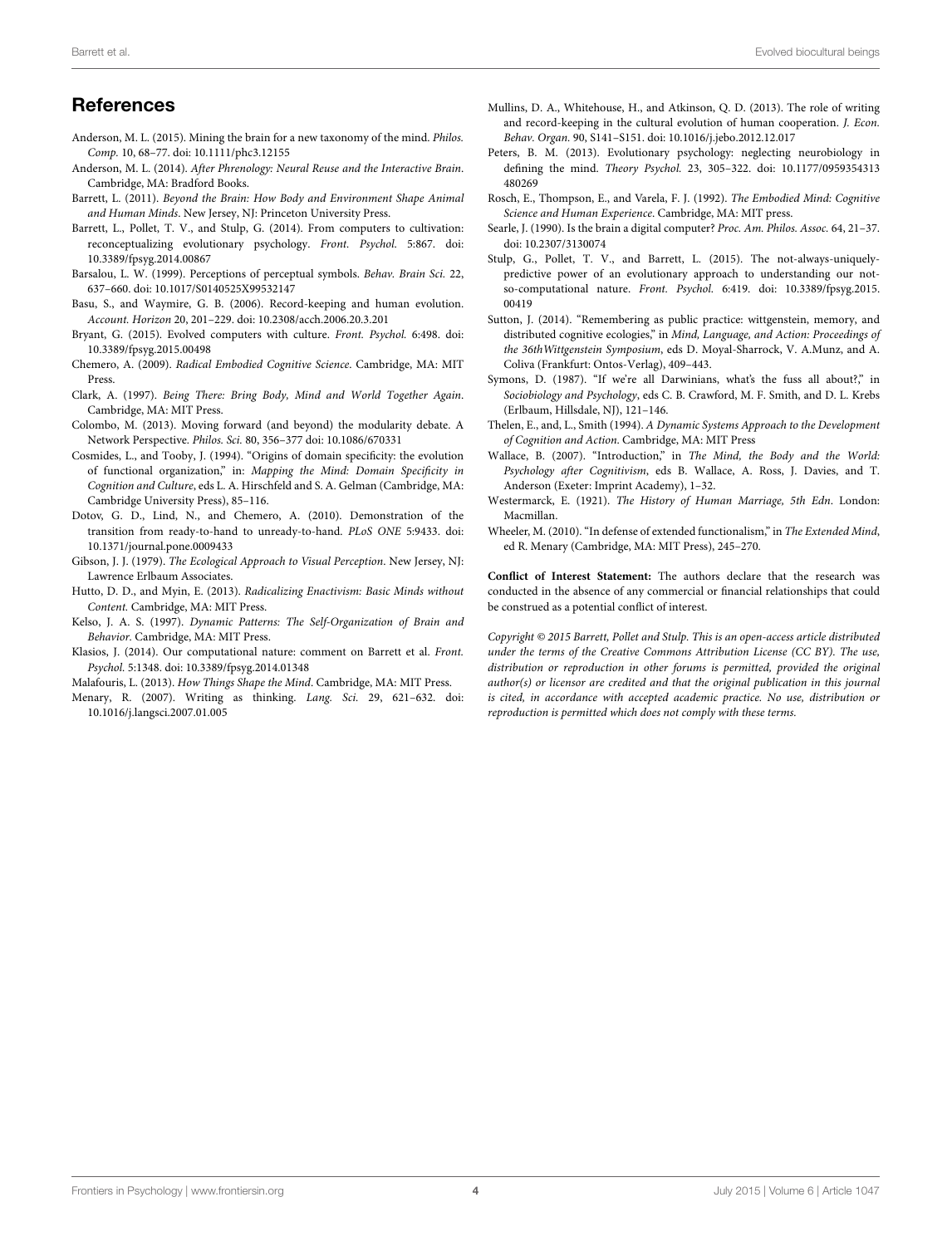## References

Anderson, M. L. (2015). Mining the brain for a new taxonomy of the mind. *Philos. Comp.* 10, 68–77. doi: 10.1111/phc3.12155

Anderson, M. L. (2014). *After Phrenology: Neural Reuse and the Interactive Brain*. Cambridge, MA: Bradford Books.

Barrett, L. (2011). *Beyond the Brain: How Body and Environment Shape Animal and Human Minds*. New Jersey, NJ: Princeton University Press.

Barrett, L., Pollet, T. V., and Stulp, G. (2014). From computers to cultivation: reconceptualizing evolutionary psychology. *Front. Psychol.* 5:867. doi: 10.3389/fpsyg.2014.00867

Barsalou, L. W. (1999). Perceptions of perceptual symbols. *Behav. Brain Sci.* 22, 637–660. doi: 10.1017/S0140525X99532147

Basu, S., and Waymire, G. B. (2006). Record-keeping and human evolution. *Account. Horizon* 20, 201–229. doi: 10.2308/acch.2006.20.3.201

Bryant, G. (2015). Evolved computers with culture. *Front. Psychol.* 6:498. doi: 10.3389/fpsyg.2015.00498

Chemero, A. (2009). *Radical Embodied Cognitive Science*. Cambridge, MA: MIT Press.

Clark, A. (1997). *Being There: Bring Body, Mind and World Together Again*. Cambridge, MA: MIT Press.

Colombo, M. (2013). Moving forward (and beyond) the modularity debate. A Network Perspective. *Philos. Sci.* 80, 356–377 doi: 10.1086/670331

Cosmides, L., and Tooby, J. (1994). "Origins of domain specificity: the evolution of functional organization," in: *Mapping the Mind: Domain Specificity in Cognition and Culture*, eds L. A. Hirschfeld and S. A. Gelman (Cambridge, MA: Cambridge University Press), 85–116.

Dotov, G. D., Lind, N., and Chemero, A. (2010). Demonstration of the transition from ready-to-hand to unready-to-hand. *PLoS ONE* 5:9433. doi: 10.1371/journal.pone.0009433

Gibson, J. J. (1979). *The Ecological Approach to Visual Perception*. New Jersey, NJ: Lawrence Erlbaum Associates.

Hutto, D. D., and Myin, E. (2013). *Radicalizing Enactivism: Basic Minds without Content*. Cambridge, MA: MIT Press.

Kelso, J. A. S. (1997). *Dynamic Patterns: The Self-Organization of Brain and Behavior*. Cambridge, MA: MIT Press.

Klasios, J. (2014). Our computational nature: comment on Barrett et al. *Front. Psychol.* 5:1348. doi: 10.3389/fpsyg.2014.01348

Malafouris, L. (2013). *How Things Shape the Mind*. Cambridge, MA: MIT Press.

Menary, R. (2007). Writing as thinking. *Lang. Sci.* 29, 621–632. doi: 10.1016/j.langsci.2007.01.005

Mullins, D. A., Whitehouse, H., and Atkinson, Q. D. (2013). The role of writing and record-keeping in the cultural evolution of human cooperation. *J. Econ. Behav. Organ.* 90, S141–S151. doi: 10.1016/j.jebo.2012.12.017

Peters, B. M. (2013). Evolutionary psychology: neglecting neurobiology in defining the mind. *Theory Psychol.* 23, 305–322. doi: 10.1177/0959354313480269

Rosch, E., Thompson, E., and Varela, F. J. (1992). *The Embodied Mind: Cognitive Science and Human Experience*. Cambridge, MA: MIT press.

Searle, J. (1990). Is the brain a digital computer? *Proc. Am. Philos. Assoc.* 64, 21–37. doi: 10.2307/3130074

Stulp, G., Pollet, T. V., and Barrett, L. (2015). The not-always-uniquely-predictive power of an evolutionary approach to understanding our not-so-computational nature. *Front. Psychol.* 6:419. doi: 10.3389/fpsyg.2015.00419

Sutton, J. (2014). "Remembering as public practice: wittgenstein, memory, and distributed cognitive ecologies," in *Mind, Language, and Action: Proceedings of the 36thWittgenstein Symposium*, eds D. Moyal-Sharrock, V. A.Munz, and A. Coliva (Frankfurt: Ontos-Verlag), 409–443.

Symons, D. (1987). "If we're all Darwinians, what's the fuss all about?," in *Sociobiology and Psychology*, eds C. B. Crawford, M. F. Smith, and D. L. Krebs (Erlbaum, Hillsdale, NJ), 121–146.

Thelen, E., and, L., Smith (1994). *A Dynamic Systems Approach to the Development of Cognition and Action*. Cambridge, MA: MIT Press

Wallace, B. (2007). "Introduction," in *The Mind, the Body and the World: Psychology after Cognitivism*, eds B. Wallace, A. Ross, J. Davies, and T. Anderson (Exeter: Imprint Academy), 1–32.

Westermarck, E. (1921). *The History of Human Marriage, 5th Edn*. London: Macmillan.

Wheeler, M. (2010). "In defense of extended functionalism," in *The Extended Mind*, ed R. Menary (Cambridge, MA: MIT Press), 245–270.

**Conflict of Interest Statement:** The authors declare that the research was conducted in the absence of any commercial or financial relationships that could be construed as a potential conflict of interest.

*Copyright © 2015 Barrett, Pollet and Stulp. This is an open-access article distributed under the terms of the Creative Commons Attribution License (CC BY). The use, distribution or reproduction in other forums is permitted, provided the original author(s) or licensor are credited and that the original publication in this journal is cited, in accordance with accepted academic practice. No use, distribution or reproduction is permitted which does not comply with these terms.*